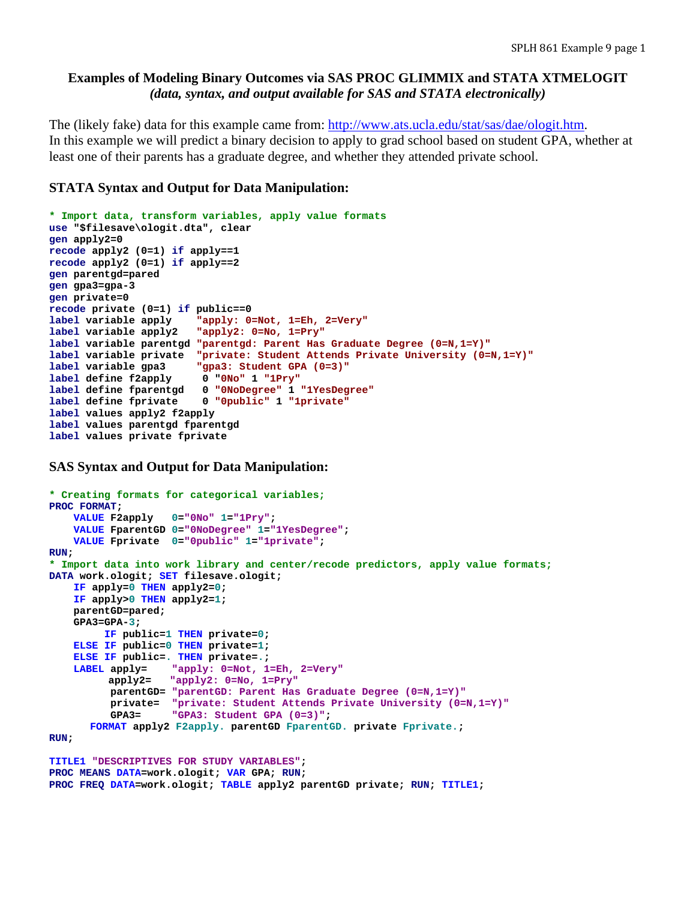# Examples of Modeling Binary Outcomes via SAS PROC GLIMMIX and STATA XTMELOGIT

*(data, syntax, and output available for SAS and STATA electronically)*

The (likely fake) data for this example came from: http://www.ats.ucla.edu/stat/sas/dae/ologit.htm.
In this example we will predict a binary decision to apply to grad school based on student GPA, whether at least one of their parents has a graduate degree, and whether they attended private school.

### STATA Syntax and Output for Data Manipulation:

```
* Import data, transform variables, apply value formats
use "$filesave\ologit.dta", clear
gen apply2=0
recode apply2 (0=1) if apply==1
recode apply2 (0=1) if apply==2
gen parentgd=pared
gen gpa3=gpa-3
gen private=0
recode private (0=1) if public==0
label variable apply    "apply: 0=Not, 1=Eh, 2=Very"
label variable apply2   "apply2: 0=No, 1=Pry"
label variable parentgd "parentgd: Parent Has Graduate Degree (0=N,1=Y)"
label variable private  "private: Student Attends Private University (0=N,1=Y)"
label variable gpa3     "gpa3: Student GPA (0=3)"
label define f2apply     0 "0No" 1 "1Pry"
label define fparentgd   0 "0NoDegree" 1 "1YesDegree"
label define fprivate    0 "0public" 1 "1private"
label values apply2 f2apply
label values parentgd fparentgd
label values private fprivate
```

### SAS Syntax and Output for Data Manipulation:

```
* Creating formats for categorical variables;
PROC FORMAT;
    VALUE F2apply   0="0No" 1="1Pry";
    VALUE FparentGD 0="0NoDegree" 1="1YesDegree";
    VALUE Fprivate  0="0public" 1="1private";
RUN;
* Import data into work library and center/recode predictors, apply value formats;
DATA work.ologit; SET filesave.ologit;
    IF apply=0 THEN apply2=0;
    IF apply>0 THEN apply2=1;
    parentGD=pared;
    GPA3=GPA-3;
         IF public=1 THEN private=0;
    ELSE IF public=0 THEN private=1;
    ELSE IF public=. THEN private=.;
    LABEL apply=    "apply: 0=Not, 1=Eh, 2=Very"
          apply2=   "apply2: 0=No, 1=Pry"
          parentGD= "parentGD: Parent Has Graduate Degree (0=N,1=Y)"
          private=  "private: Student Attends Private University (0=N,1=Y)"
          GPA3=     "GPA3: Student GPA (0=3)";
       FORMAT apply2 F2apply. parentGD FparentGD. private Fprivate.;
RUN;

TITLE1 "DESCRIPTIVES FOR STUDY VARIABLES";
PROC MEANS DATA=work.ologit; VAR GPA; RUN;
PROC FREQ DATA=work.ologit; TABLE apply2 parentGD private; RUN; TITLE1;
```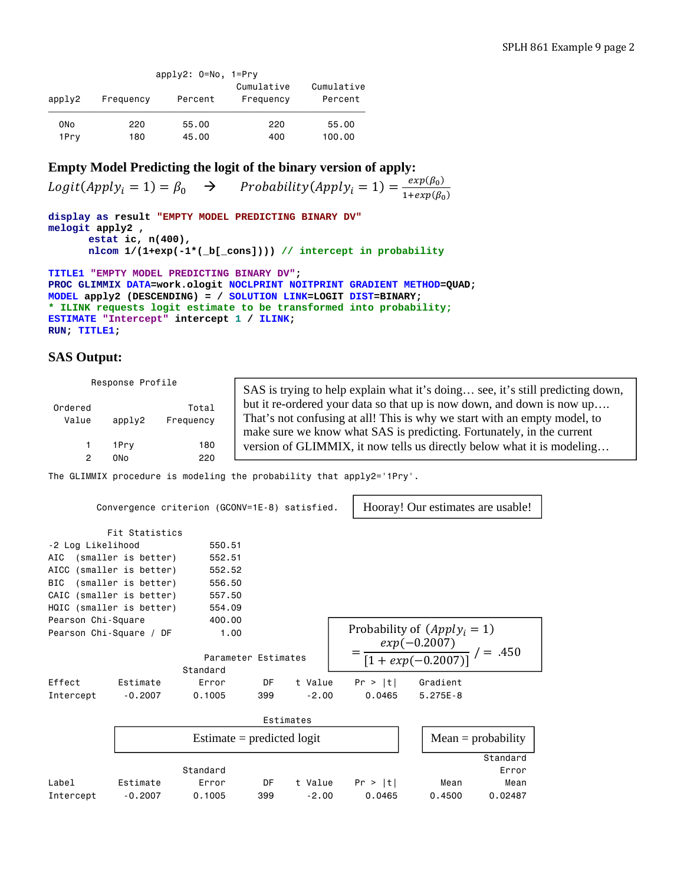apply2: 0=No, 1=Pry

| apply2 | Frequency | Percent | Cumulative Frequency | Cumulative Percent |
|---|---|---|---|---|
| 0No | 220 | 55.00 | 220 | 55.00 |
| 1Pry | 180 | 45.00 | 400 | 100.00 |

### Empty Model Predicting the logit of the binary version of apply:

$$Logit(Apply_i = 1) = \beta_0 \quad \rightarrow \quad Probability(Apply_i = 1) = \frac{exp(\beta_0)}{1+exp(\beta_0)}$$

```
display as result "EMPTY MODEL PREDICTING BINARY DV"
melogit apply2 ,
      estat ic, n(400),
      nlcom 1/(1+exp(-1*(_b[_cons]))) // intercept in probability

TITLE1 "EMPTY MODEL PREDICTING BINARY DV";
PROC GLIMMIX DATA=work.ologit NOCLPRINT NOITPRINT GRADIENT METHOD=QUAD;
MODEL apply2 (DESCENDING) = / SOLUTION LINK=LOGIT DIST=BINARY;
* ILINK requests logit estimate to be transformed into probability;
ESTIMATE "Intercept" intercept 1 / ILINK;
RUN; TITLE1;
```

### SAS Output:

Response Profile

| Ordered Value | apply2 | Total Frequency |
|---|---|---|
| 1 | 1Pry | 180 |
| 2 | 0No | 220 |

SAS is trying to help explain what it's doing… see, it's still predicting down, but it re-ordered your data so that up is now down, and down is now up…. That's not confusing at all! This is why we start with an empty model, to make sure we know what SAS is predicting. Fortunately, in the current version of GLIMMIX, it now tells us directly below what it is modeling…

The GLIMMIX procedure is modeling the probability that apply2='1Pry'.

Convergence criterion (GCONV=1E-8) satisfied.

Hooray! Our estimates are usable!

Fit Statistics

| | |
|---|---|
| -2 Log Likelihood | 550.51 |
| AIC (smaller is better) | 552.51 |
| AICC (smaller is better) | 552.52 |
| BIC (smaller is better) | 556.50 |
| CAIC (smaller is better) | 557.50 |
| HQIC (smaller is better) | 554.09 |
| Pearson Chi-Square | 400.00 |
| Pearson Chi-Square / DF | 1.00 |

Probability of $(Apply_i = 1) = \frac{exp(-0.2007)}{[1 + exp(-0.2007)]} \; / = \; .450$

Parameter Estimates

| Effect | Estimate | Standard Error | DF | t Value | Pr > \|t\| | Gradient |
|---|---|---|---|---|---|---|
| Intercept | -0.2007 | 0.1005 | 399 | -2.00 | 0.0465 | 5.275E-8 |

Estimates

Estimate = predicted logit &nbsp;&nbsp;&nbsp;&nbsp; Mean = probability

| Label | Estimate | Standard Error | DF | t Value | Pr > \|t\| | Mean | Standard Error Mean |
|---|---|---|---|---|---|---|---|
| Intercept | -0.2007 | 0.1005 | 399 | -2.00 | 0.0465 | 0.4500 | 0.02487 |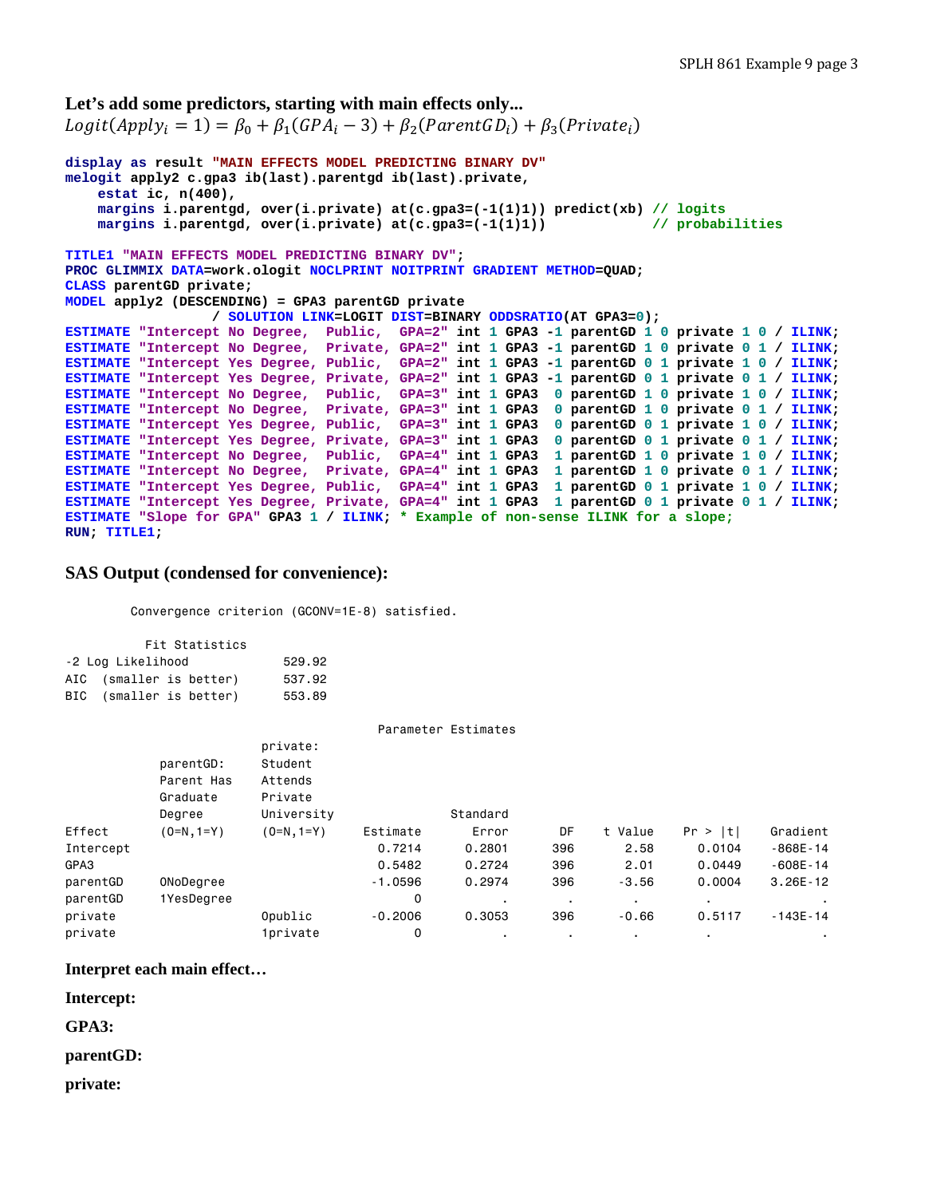**Let's add some predictors, starting with main effects only...**

$$Logit(Apply_i = 1) = \beta_0 + \beta_1(GPA_i - 3) + \beta_2(ParentGD_i) + \beta_3(Private_i)$$

```
display as result "MAIN EFFECTS MODEL PREDICTING BINARY DV"
melogit apply2 c.gpa3 ib(last).parentgd ib(last).private,
    estat ic, n(400),
    margins i.parentgd, over(i.private) at(c.gpa3=(-1(1)1)) predict(xb) // logits
    margins i.parentgd, over(i.private) at(c.gpa3=(-1(1)1))             // probabilities

TITLE1 "MAIN EFFECTS MODEL PREDICTING BINARY DV";
PROC GLIMMIX DATA=work.ologit NOCLPRINT NOITPRINT GRADIENT METHOD=QUAD;
CLASS parentGD private;
MODEL apply2 (DESCENDING) = GPA3 parentGD private
                / SOLUTION LINK=LOGIT DIST=BINARY ODDSRATIO(AT GPA3=0);
ESTIMATE "Intercept No Degree,  Public,  GPA=2" int 1 GPA3 -1 parentGD 1 0 private 1 0 / ILINK;
ESTIMATE "Intercept No Degree,  Private, GPA=2" int 1 GPA3 -1 parentGD 1 0 private 0 1 / ILINK;
ESTIMATE "Intercept Yes Degree, Public,  GPA=2" int 1 GPA3 -1 parentGD 0 1 private 1 0 / ILINK;
ESTIMATE "Intercept Yes Degree, Private, GPA=2" int 1 GPA3 -1 parentGD 0 1 private 0 1 / ILINK;
ESTIMATE "Intercept No Degree,  Public,  GPA=3" int 1 GPA3  0 parentGD 1 0 private 1 0 / ILINK;
ESTIMATE "Intercept No Degree,  Private, GPA=3" int 1 GPA3  0 parentGD 1 0 private 0 1 / ILINK;
ESTIMATE "Intercept Yes Degree, Public,  GPA=3" int 1 GPA3  0 parentGD 0 1 private 1 0 / ILINK;
ESTIMATE "Intercept Yes Degree, Private, GPA=3" int 1 GPA3  0 parentGD 0 1 private 0 1 / ILINK;
ESTIMATE "Intercept No Degree,  Public,  GPA=4" int 1 GPA3  1 parentGD 1 0 private 1 0 / ILINK;
ESTIMATE "Intercept No Degree,  Private, GPA=4" int 1 GPA3  1 parentGD 1 0 private 0 1 / ILINK;
ESTIMATE "Intercept Yes Degree, Public,  GPA=4" int 1 GPA3  1 parentGD 0 1 private 1 0 / ILINK;
ESTIMATE "Intercept Yes Degree, Private, GPA=4" int 1 GPA3  1 parentGD 0 1 private 0 1 / ILINK;
ESTIMATE "Slope for GPA" GPA3 1 / ILINK; * Example of non-sense ILINK for a slope;
RUN; TITLE1;
```

**SAS Output (condensed for convenience):**

```
Convergence criterion (GCONV=1E-8) satisfied.

          Fit Statistics
-2 Log Likelihood            529.92
AIC  (smaller is better)     537.92
BIC  (smaller is better)     553.89
```

Parameter Estimates

| Effect | parentGD: Parent Has Graduate Degree (0=N,1=Y) | private: Student Attends Private University (0=N,1=Y) | Estimate | Standard Error | DF | t Value | Pr > \|t\| | Gradient |
|---|---|---|---|---|---|---|---|---|
| Intercept | | | 0.7214 | 0.2801 | 396 | 2.58 | 0.0104 | -868E-14 |
| GPA3 | | | 0.5482 | 0.2724 | 396 | 2.01 | 0.0449 | -608E-14 |
| parentGD | 0NoDegree | | -1.0596 | 0.2974 | 396 | -3.56 | 0.0004 | 3.26E-12 |
| parentGD | 1YesDegree | | 0 | . | . | . | . | . |
| private | | 0public | -0.2006 | 0.3053 | 396 | -0.66 | 0.5117 | -143E-14 |
| private | | 1private | 0 | . | . | . | . | . |

**Interpret each main effect…**

**Intercept:**

**GPA3:**

**parentGD:**

**private:**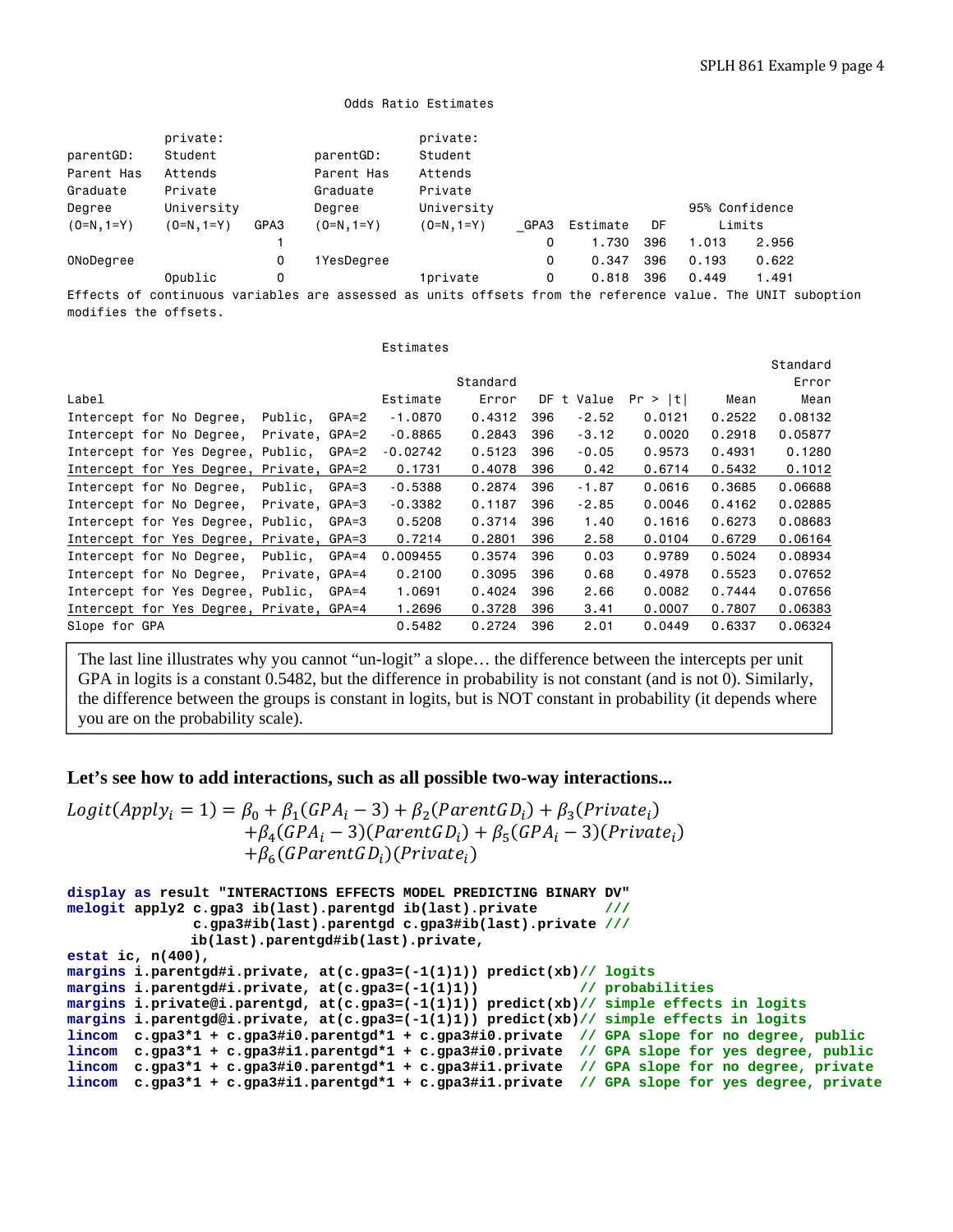Odds Ratio Estimates

| parentGD: Parent Has Graduate Degree (0=N,1=Y) | private: Student Attends Private University (0=N,1=Y) | GPA3 | parentGD: Parent Has Graduate Degree (0=N,1=Y) | private: Student Attends Private University (0=N,1=Y) | _GPA3 | Estimate | DF | 95% Confidence Limits | |
|---|---|---|---|---|---|---|---|---|---|
| | | 1 | | | 0 | 1.730 | 396 | 1.013 | 2.956 |
| 0NoDegree | | 0 | 1YesDegree | | 0 | 0.347 | 396 | 0.193 | 0.622 |
| | 0public | 0 | | 1private | 0 | 0.818 | 396 | 0.449 | 1.491 |

Effects of continuous variables are assessed as units offsets from the reference value. The UNIT suboption modifies the offsets.

Estimates

| Label | Estimate | Standard Error | DF | t Value | Pr > \|t\| | Mean | Standard Error Mean |
|---|---|---|---|---|---|---|---|
| Intercept for No Degree, Public, GPA=2 | -1.0870 | 0.4312 | 396 | -2.52 | 0.0121 | 0.2522 | 0.08132 |
| Intercept for No Degree, Private, GPA=2 | -0.8865 | 0.2843 | 396 | -3.12 | 0.0020 | 0.2918 | 0.05877 |
| Intercept for Yes Degree, Public, GPA=2 | -0.02742 | 0.5123 | 396 | -0.05 | 0.9573 | 0.4931 | 0.1280 |
| Intercept for Yes Degree, Private, GPA=2 | 0.1731 | 0.4078 | 396 | 0.42 | 0.6714 | 0.5432 | 0.1012 |
| Intercept for No Degree, Public, GPA=3 | -0.5388 | 0.2874 | 396 | -1.87 | 0.0616 | 0.3685 | 0.06688 |
| Intercept for No Degree, Private, GPA=3 | -0.3382 | 0.1187 | 396 | -2.85 | 0.0046 | 0.4162 | 0.02885 |
| Intercept for Yes Degree, Public, GPA=3 | 0.5208 | 0.3714 | 396 | 1.40 | 0.1616 | 0.6273 | 0.08683 |
| Intercept for Yes Degree, Private, GPA=3 | 0.7214 | 0.2801 | 396 | 2.58 | 0.0104 | 0.6729 | 0.06164 |
| Intercept for No Degree, Public, GPA=4 | 0.009455 | 0.3574 | 396 | 0.03 | 0.9789 | 0.5024 | 0.08934 |
| Intercept for No Degree, Private, GPA=4 | 0.2100 | 0.3095 | 396 | 0.68 | 0.4978 | 0.5523 | 0.07652 |
| Intercept for Yes Degree, Public, GPA=4 | 1.0691 | 0.4024 | 396 | 2.66 | 0.0082 | 0.7444 | 0.07656 |
| Intercept for Yes Degree, Private, GPA=4 | 1.2696 | 0.3728 | 396 | 3.41 | 0.0007 | 0.7807 | 0.06383 |
| Slope for GPA | 0.5482 | 0.2724 | 396 | 2.01 | 0.0449 | 0.6337 | 0.06324 |

The last line illustrates why you cannot "un-logit" a slope… the difference between the intercepts per unit GPA in logits is a constant 0.5482, but the difference in probability is not constant (and is not 0). Similarly, the difference between the groups is constant in logits, but is NOT constant in probability (it depends where you are on the probability scale).

### Let's see how to add interactions, such as all possible two-way interactions...

$$
\begin{aligned}
Logit(Apply_i = 1) = \beta_0 &+ \beta_1(GPA_i - 3) + \beta_2(ParentGD_i) + \beta_3(Private_i) \\
&+ \beta_4(GPA_i - 3)(ParentGD_i) + \beta_5(GPA_i - 3)(Private_i) \\
&+ \beta_6(GParentGD_i)(Private_i)
\end{aligned}
$$

```
display as result "INTERACTIONS EFFECTS MODEL PREDICTING BINARY DV"
melogit apply2 c.gpa3 ib(last).parentgd ib(last).private          ///
              c.gpa3#ib(last).parentgd c.gpa3#ib(last).private ///
              ib(last).parentgd#ib(last).private,
estat ic, n(400),
margins i.parentgd#i.private, at(c.gpa3=(-1(1)1)) predict(xb)// logits
margins i.parentgd#i.private, at(c.gpa3=(-1(1)1))             // probabilities
margins i.private@i.parentgd, at(c.gpa3=(-1(1)1)) predict(xb)// simple effects in logits
margins i.parentgd@i.private, at(c.gpa3=(-1(1)1)) predict(xb)// simple effects in logits
lincom  c.gpa3*1 + c.gpa3#i0.parentgd*1 + c.gpa3#i0.private  // GPA slope for no degree, public
lincom  c.gpa3*1 + c.gpa3#i1.parentgd*1 + c.gpa3#i0.private  // GPA slope for yes degree, public
lincom  c.gpa3*1 + c.gpa3#i0.parentgd*1 + c.gpa3#i1.private  // GPA slope for no degree, private
lincom  c.gpa3*1 + c.gpa3#i1.parentgd*1 + c.gpa3#i1.private  // GPA slope for yes degree, private
```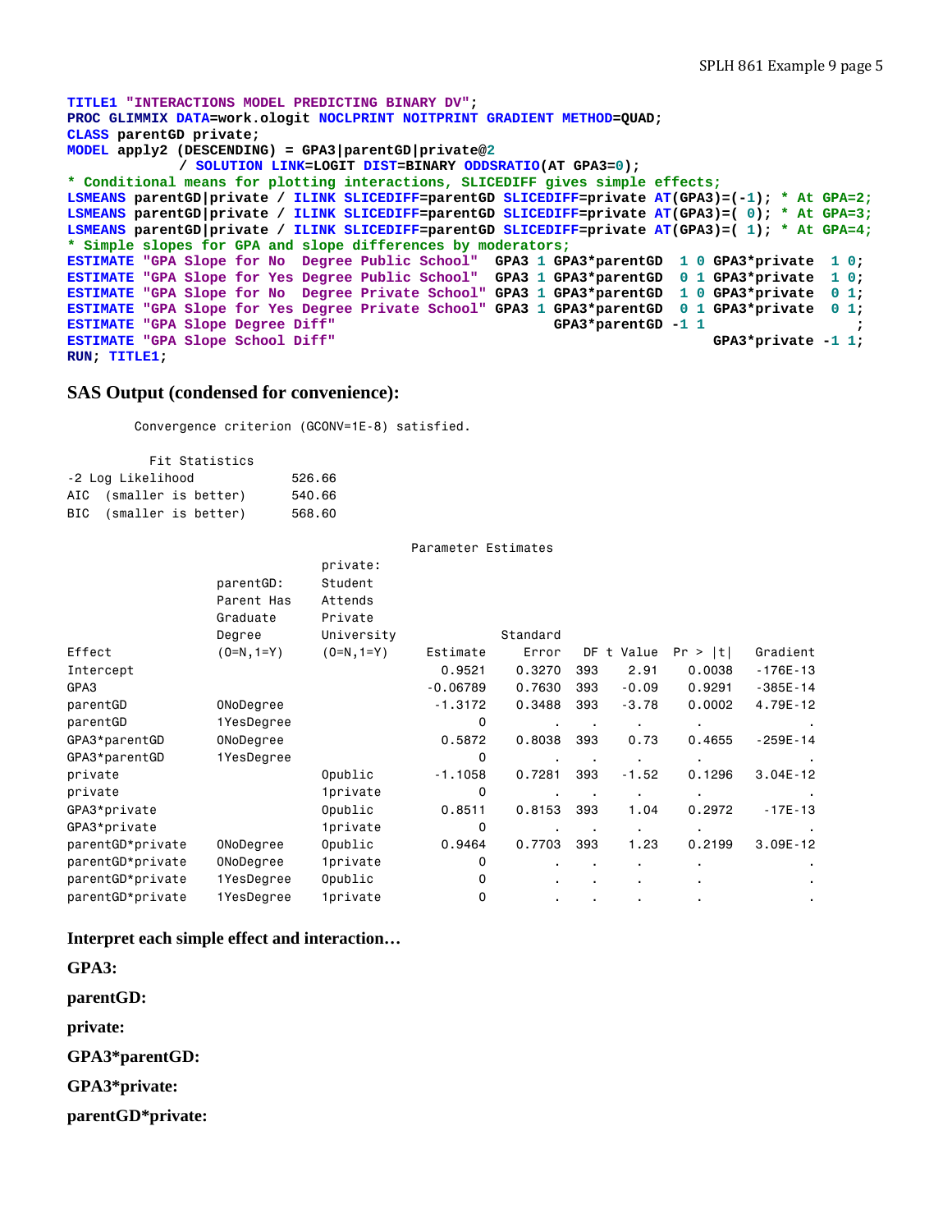```
TITLE1 "INTERACTIONS MODEL PREDICTING BINARY DV";
PROC GLIMMIX DATA=work.ologit NOCLPRINT NOITPRINT GRADIENT METHOD=QUAD;
CLASS parentGD private;
MODEL apply2 (DESCENDING) = GPA3|parentGD|private@2
          / SOLUTION LINK=LOGIT DIST=BINARY ODDSRATIO(AT GPA3=0);
* Conditional means for plotting interactions, SLICEDIFF gives simple effects;
LSMEANS parentGD|private / ILINK SLICEDIFF=parentGD SLICEDIFF=private AT(GPA3)=(-1); * At GPA=2;
LSMEANS parentGD|private / ILINK SLICEDIFF=parentGD SLICEDIFF=private AT(GPA3)=( 0); * At GPA=3;
LSMEANS parentGD|private / ILINK SLICEDIFF=parentGD SLICEDIFF=private AT(GPA3)=( 1); * At GPA=4;
* Simple slopes for GPA and slope differences by moderators;
ESTIMATE "GPA Slope for No  Degree Public School"  GPA3 1 GPA3*parentGD  1 0 GPA3*private  1 0;
ESTIMATE "GPA Slope for Yes Degree Public School"  GPA3 1 GPA3*parentGD  0 1 GPA3*private  1 0;
ESTIMATE "GPA Slope for No  Degree Private School" GPA3 1 GPA3*parentGD  1 0 GPA3*private  0 1;
ESTIMATE "GPA Slope for Yes Degree Private School" GPA3 1 GPA3*parentGD  0 1 GPA3*private  0 1;
ESTIMATE "GPA Slope Degree Diff"                        GPA3*parentGD -1 1                 ;
ESTIMATE "GPA Slope School Diff"                                           GPA3*private -1 1;
RUN; TITLE1;
```

## SAS Output (condensed for convenience):

```
Convergence criterion (GCONV=1E-8) satisfied.
```

| Fit Statistics | |
|---|---|
| -2 Log Likelihood | 526.66 |
| AIC (smaller is better) | 540.66 |
| BIC (smaller is better) | 568.60 |

Parameter Estimates

| Effect | parentGD: Parent Has Graduate Degree (0=N,1=Y) | private: Student Attends Private University (0=N,1=Y) | Estimate | Standard Error | DF | t Value | Pr > \|t\| | Gradient |
|---|---|---|---|---|---|---|---|---|
| Intercept | | | 0.9521 | 0.3270 | 393 | 2.91 | 0.0038 | -176E-13 |
| GPA3 | | | -0.06789 | 0.7630 | 393 | -0.09 | 0.9291 | -385E-14 |
| parentGD | 0NoDegree | | -1.3172 | 0.3488 | 393 | -3.78 | 0.0002 | 4.79E-12 |
| parentGD | 1YesDegree | | 0 | . | . | . | . | . |
| GPA3*parentGD | 0NoDegree | | 0.5872 | 0.8038 | 393 | 0.73 | 0.4655 | -259E-14 |
| GPA3*parentGD | 1YesDegree | | 0 | . | . | . | . | . |
| private | | 0public | -1.1058 | 0.7281 | 393 | -1.52 | 0.1296 | 3.04E-12 |
| private | | 1private | 0 | . | . | . | . | . |
| GPA3*private | | 0public | 0.8511 | 0.8153 | 393 | 1.04 | 0.2972 | -17E-13 |
| GPA3*private | | 1private | 0 | . | . | . | . | . |
| parentGD*private | 0NoDegree | 0public | 0.9464 | 0.7703 | 393 | 1.23 | 0.2199 | 3.09E-12 |
| parentGD*private | 0NoDegree | 1private | 0 | . | . | . | . | . |
| parentGD*private | 1YesDegree | 0public | 0 | . | . | . | . | . |
| parentGD*private | 1YesDegree | 1private | 0 | . | . | . | . | . |

**Interpret each simple effect and interaction…**

**GPA3:**

**parentGD:**

**private:**

**GPA3*parentGD:**

**GPA3*private:**

**parentGD*private:**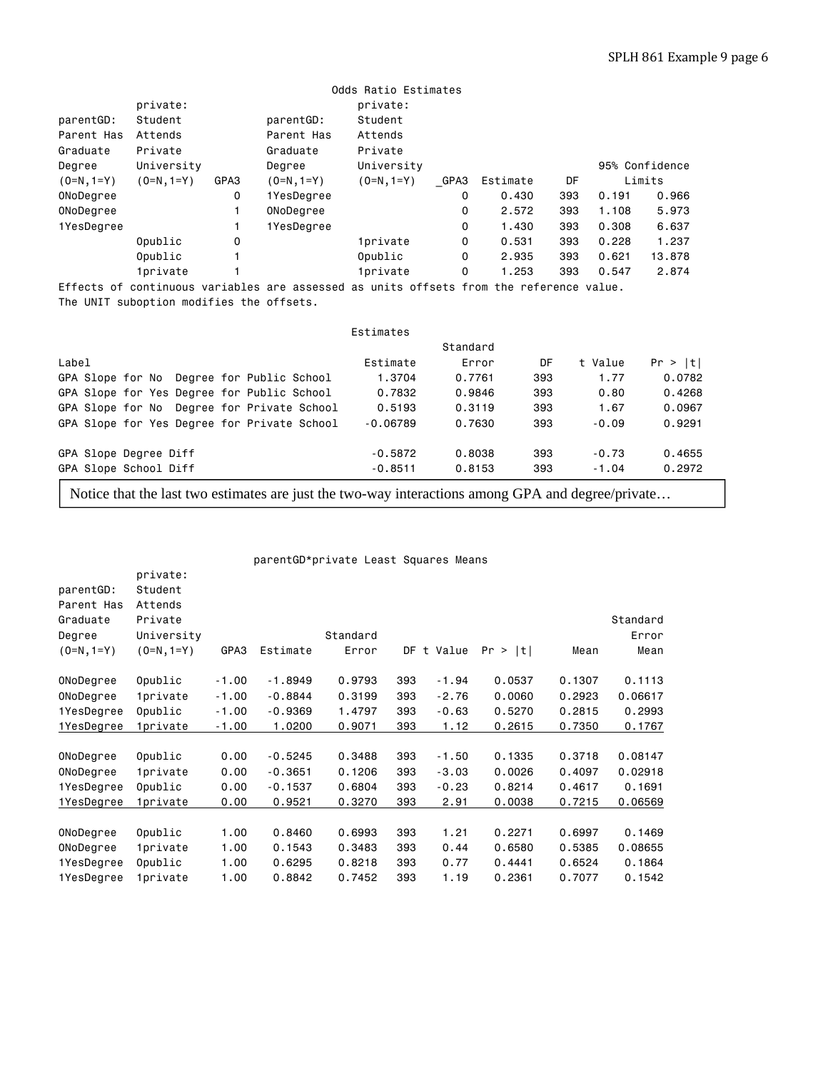**Odds Ratio Estimates**

| parentGD: Parent Has Graduate Degree (0=N,1=Y) | private: Student Attends Private University (0=N,1=Y) | GPA3 | parentGD: Parent Has Graduate Degree (0=N,1=Y) | private: Student Attends Private University (0=N,1=Y) | _GPA3 | Estimate | DF | 95% Confidence Limits | |
|---|---|---|---|---|---|---|---|---|---|
| 0NoDegree | | 0 | 1YesDegree | | 0 | 0.430 | 393 | 0.191 | 0.966 |
| 0NoDegree | | 1 | 0NoDegree | | 0 | 2.572 | 393 | 1.108 | 5.973 |
| 1YesDegree | | 1 | 1YesDegree | | 0 | 1.430 | 393 | 0.308 | 6.637 |
| | 0public | 0 | | 1private | 0 | 0.531 | 393 | 0.228 | 1.237 |
| | 0public | 1 | | 0public | 0 | 2.935 | 393 | 0.621 | 13.878 |
| | 1private | 1 | | 1private | 0 | 1.253 | 393 | 0.547 | 2.874 |

Effects of continuous variables are assessed as units offsets from the reference value.
The UNIT suboption modifies the offsets.

**Estimates**

| Label | Estimate | Standard Error | DF | t Value | Pr > \|t\| |
|---|---|---|---|---|---|
| GPA Slope for No Degree for Public School | 1.3704 | 0.7761 | 393 | 1.77 | 0.0782 |
| GPA Slope for Yes Degree for Public School | 0.7832 | 0.9846 | 393 | 0.80 | 0.4268 |
| GPA Slope for No Degree for Private School | 0.5193 | 0.3119 | 393 | 1.67 | 0.0967 |
| GPA Slope for Yes Degree for Private School | -0.06789 | 0.7630 | 393 | -0.09 | 0.9291 |
| GPA Slope Degree Diff | -0.5872 | 0.8038 | 393 | -0.73 | 0.4655 |
| GPA Slope School Diff | -0.8511 | 0.8153 | 393 | -1.04 | 0.2972 |

Notice that the last two estimates are just the two-way interactions among GPA and degree/private…

**parentGD\*private Least Squares Means**

| parentGD: Parent Has Graduate Degree (0=N,1=Y) | private: Student Attends Private University (0=N,1=Y) | GPA3 | Estimate | Standard Error | DF | t Value | Pr > \|t\| | Mean | Standard Error Mean |
|---|---|---|---|---|---|---|---|---|---|
| 0NoDegree | 0public | -1.00 | -1.8949 | 0.9793 | 393 | -1.94 | 0.0537 | 0.1307 | 0.1113 |
| 0NoDegree | 1private | -1.00 | -0.8844 | 0.3199 | 393 | -2.76 | 0.0060 | 0.2923 | 0.06617 |
| 1YesDegree | 0public | -1.00 | -0.9369 | 1.4797 | 393 | -0.63 | 0.5270 | 0.2815 | 0.2993 |
| 1YesDegree | 1private | -1.00 | 1.0200 | 0.9071 | 393 | 1.12 | 0.2615 | 0.7350 | 0.1767 |
| 0NoDegree | 0public | 0.00 | -0.5245 | 0.3488 | 393 | -1.50 | 0.1335 | 0.3718 | 0.08147 |
| 0NoDegree | 1private | 0.00 | -0.3651 | 0.1206 | 393 | -3.03 | 0.0026 | 0.4097 | 0.02918 |
| 1YesDegree | 0public | 0.00 | -0.1537 | 0.6804 | 393 | -0.23 | 0.8214 | 0.4617 | 0.1691 |
| 1YesDegree | 1private | 0.00 | 0.9521 | 0.3270 | 393 | 2.91 | 0.0038 | 0.7215 | 0.06569 |
| 0NoDegree | 0public | 1.00 | 0.8460 | 0.6993 | 393 | 1.21 | 0.2271 | 0.6997 | 0.1469 |
| 0NoDegree | 1private | 1.00 | 0.1543 | 0.3483 | 393 | 0.44 | 0.6580 | 0.5385 | 0.08655 |
| 1YesDegree | 0public | 1.00 | 0.6295 | 0.8218 | 393 | 0.77 | 0.4441 | 0.6524 | 0.1864 |
| 1YesDegree | 1private | 1.00 | 0.8842 | 0.7452 | 393 | 1.19 | 0.2361 | 0.7077 | 0.1542 |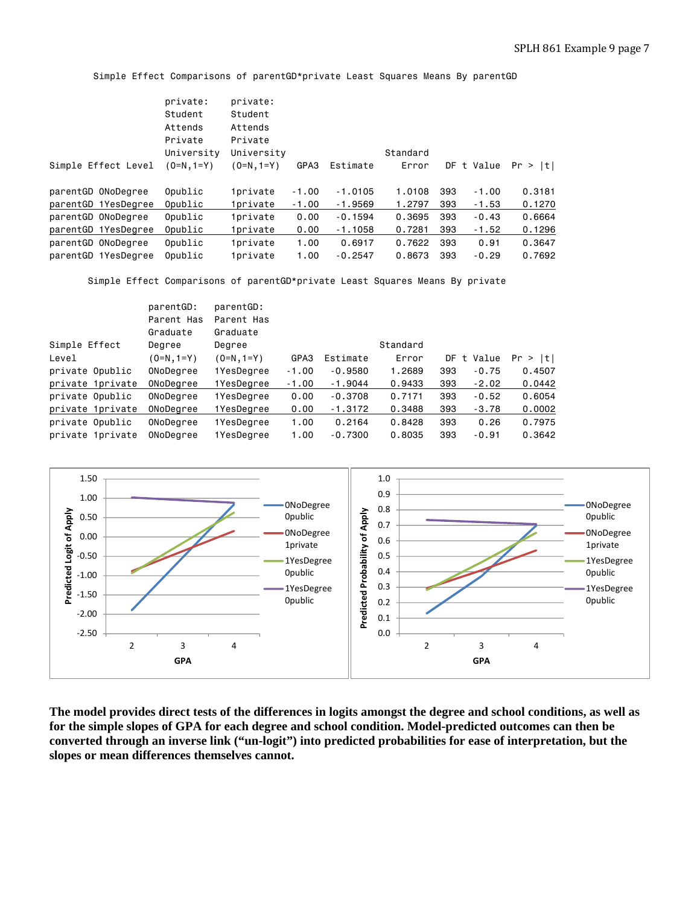Simple Effect Comparisons of parentGD*private Least Squares Means By parentGD

| Simple Effect Level | private: Student Attends Private University (0=N,1=Y) | private: Student Attends Private University (0=N,1=Y) | GPA3 | Estimate | Standard Error | DF | t Value | Pr > \|t\| |
|---|---|---|---|---|---|---|---|---|
| parentGD 0NoDegree | 0public | 1private | -1.00 | -1.0105 | 1.0108 | 393 | -1.00 | 0.3181 |
| parentGD 1YesDegree | 0public | 1private | -1.00 | -1.9569 | 1.2797 | 393 | -1.53 | 0.1270 |
| parentGD 0NoDegree | 0public | 1private | 0.00 | -0.1594 | 0.3695 | 393 | -0.43 | 0.6664 |
| parentGD 1YesDegree | 0public | 1private | 0.00 | -1.1058 | 0.7281 | 393 | -1.52 | 0.1296 |
| parentGD 0NoDegree | 0public | 1private | 1.00 | 0.6917 | 0.7622 | 393 | 0.91 | 0.3647 |
| parentGD 1YesDegree | 0public | 1private | 1.00 | -0.2547 | 0.8673 | 393 | -0.29 | 0.7692 |

Simple Effect Comparisons of parentGD*private Least Squares Means By private

| Simple Effect Level | parentGD: Parent Has Graduate Degree (0=N,1=Y) | parentGD: Parent Has Graduate Degree (0=N,1=Y) | GPA3 | Estimate | Standard Error | DF | t Value | Pr > \|t\| |
|---|---|---|---|---|---|---|---|---|
| private 0public | 0NoDegree | 1YesDegree | -1.00 | -0.9580 | 1.2689 | 393 | -0.75 | 0.4507 |
| private 1private | 0NoDegree | 1YesDegree | -1.00 | -1.9044 | 0.9433 | 393 | -2.02 | 0.0442 |
| private 0public | 0NoDegree | 1YesDegree | 0.00 | -0.3708 | 0.7171 | 393 | -0.52 | 0.6054 |
| private 1private | 0NoDegree | 1YesDegree | 0.00 | -1.3172 | 0.3488 | 393 | -3.78 | 0.0002 |
| private 0public | 0NoDegree | 1YesDegree | 1.00 | 0.2164 | 0.8428 | 393 | 0.26 | 0.7975 |
| private 1private | 0NoDegree | 1YesDegree | 1.00 | -0.7300 | 0.8035 | 393 | -0.91 | 0.3642 |

Predicted Logit of Apply
1.50
1.00
0.50
0.00
-0.50
-1.00
-1.50
-2.00
-2.50
2
3
4
GPA
0NoDegree 0public
0NoDegree 1private
1YesDegree 0public
1YesDegree 0public

Predicted Probability of Apply
1.0
0.9
0.8
0.7
0.6
0.5
0.4
0.3
0.2
0.1
0.0
2
3
4
GPA
0NoDegree 0public
0NoDegree 1private
1YesDegree 0public
1YesDegree 0public

**The model provides direct tests of the differences in logits amongst the degree and school conditions, as well as for the simple slopes of GPA for each degree and school condition. Model-predicted outcomes can then be converted through an inverse link ("un-logit") into predicted probabilities for ease of interpretation, but the slopes or mean differences themselves cannot.**